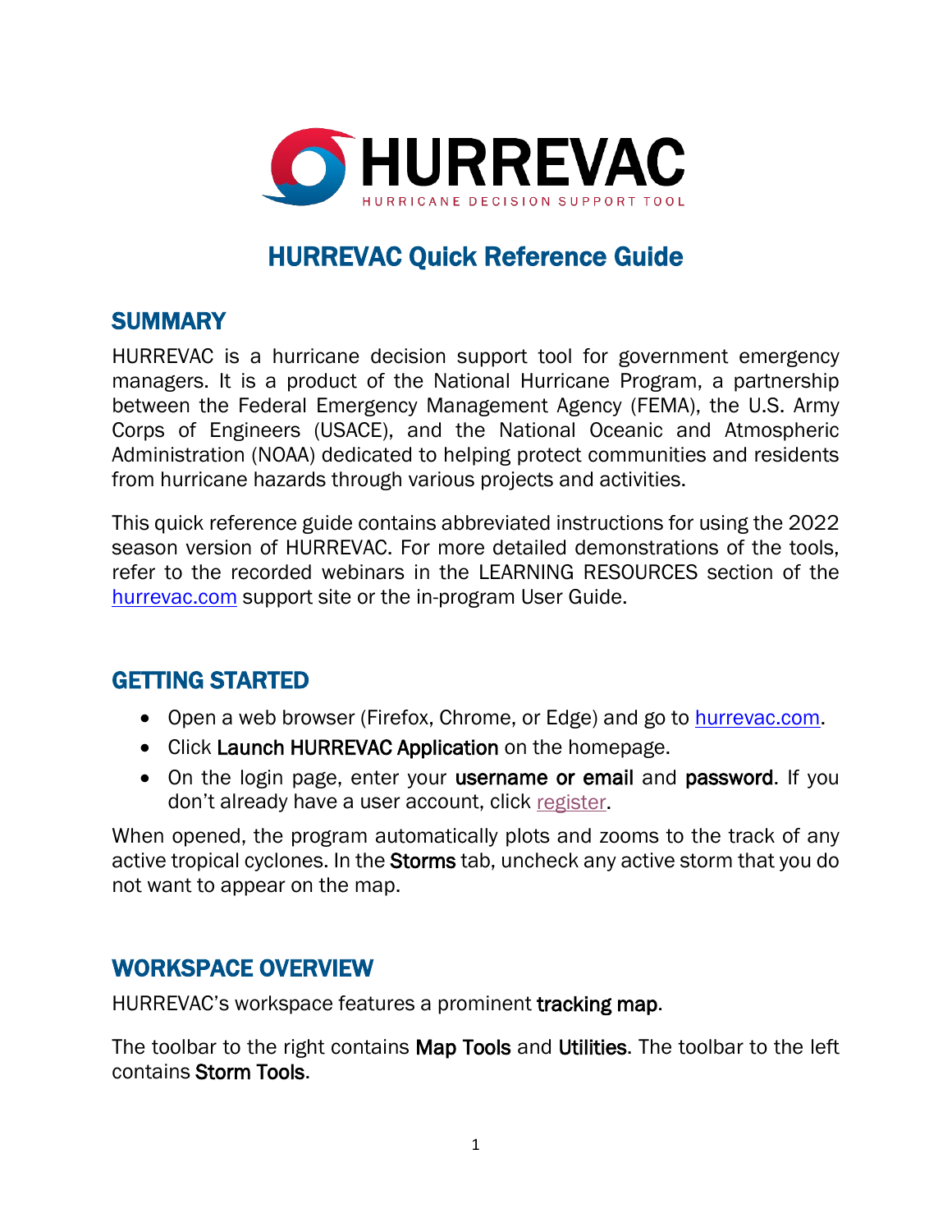HURREVAC

HURRICANE DECISION SUPPORT TOOL

# HURREVAC Quick Reference Guide

## SUMMARY

HURREVAC is a hurricane decision support tool for government emergency managers. It is a product of the National Hurricane Program, a partnership between the Federal Emergency Management Agency (FEMA), the U.S. Army Corps of Engineers (USACE), and the National Oceanic and Atmospheric Administration (NOAA) dedicated to helping protect communities and residents from hurricane hazards through various projects and activities.

This quick reference guide contains abbreviated instructions for using the 2022 season version of HURREVAC. For more detailed demonstrations of the tools, refer to the recorded webinars in the LEARNING RESOURCES section of the [hurrevac.com](hurrevac.com) support site or the in-program User Guide.

## GETTING STARTED

- Open a web browser (Firefox, Chrome, or Edge) and go to [hurrevac.com](hurrevac.com).
- Click **Launch HURREVAC Application** on the homepage.
- On the login page, enter your **username or email** and **password**. If you don't already have a user account, click register.

When opened, the program automatically plots and zooms to the track of any active tropical cyclones. In the **Storms** tab, uncheck any active storm that you do not want to appear on the map.

## WORKSPACE OVERVIEW

HURREVAC's workspace features a prominent **tracking map**.

The toolbar to the right contains **Map Tools** and **Utilities**. The toolbar to the left contains **Storm Tools**.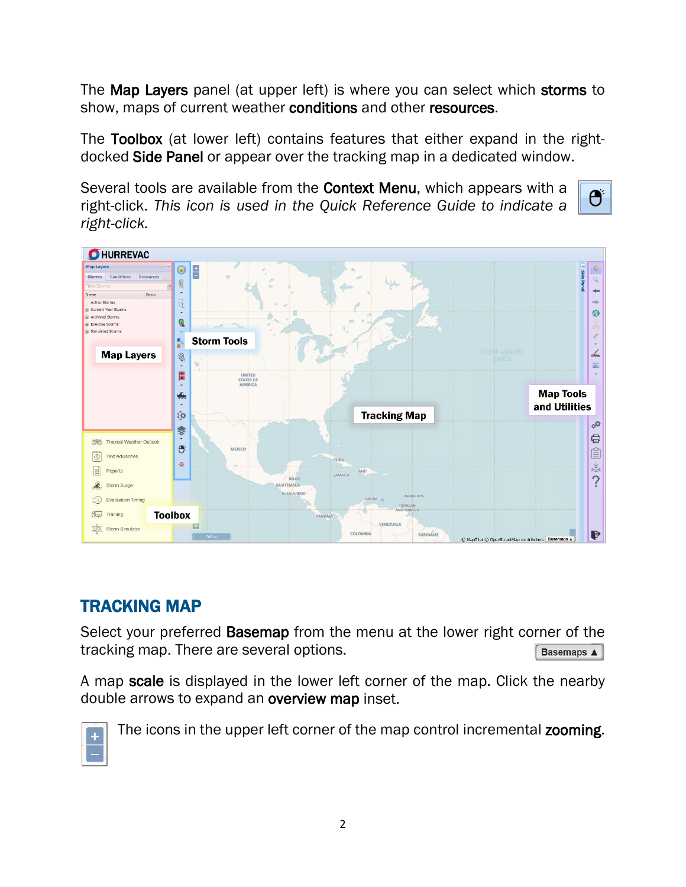The **Map Layers** panel (at upper left) is where you can select which **storms** to show, maps of current weather **conditions** and other **resources**.

The **Toolbox** (at lower left) contains features that either expand in the right-docked **Side Panel** or appear over the tracking map in a dedicated window.

Several tools are available from the **Context Menu**, which appears with a right-click. *This icon is used in the Quick Reference Guide to indicate a right-click.*

## TRACKING MAP

Select your preferred **Basemap** from the menu at the lower right corner of the tracking map. There are several options.

A map **scale** is displayed in the lower left corner of the map. Click the nearby double arrows to expand an **overview map** inset.

The icons in the upper left corner of the map control incremental **zooming**.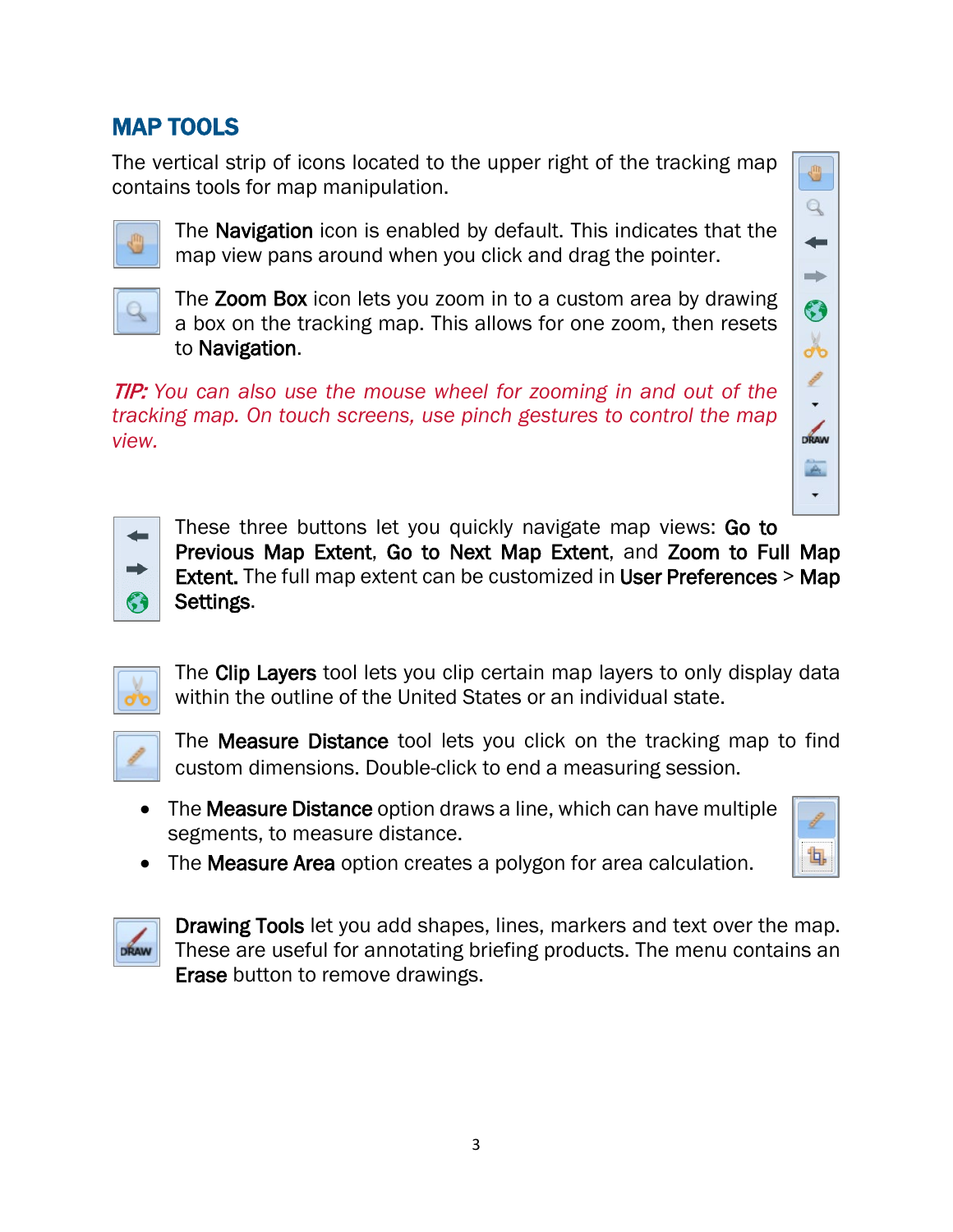## MAP TOOLS

The vertical strip of icons located to the upper right of the tracking map contains tools for map manipulation.

The **Navigation** icon is enabled by default. This indicates that the map view pans around when you click and drag the pointer.

The **Zoom Box** icon lets you zoom in to a custom area by drawing a box on the tracking map. This allows for one zoom, then resets to **Navigation**.

*TIP: You can also use the mouse wheel for zooming in and out of the tracking map. On touch screens, use pinch gestures to control the map view.*

These three buttons let you quickly navigate map views: **Go to Previous Map Extent**, **Go to Next Map Extent**, and **Zoom to Full Map Extent.** The full map extent can be customized in **User Preferences** > **Map Settings**.

The **Clip Layers** tool lets you clip certain map layers to only display data within the outline of the United States or an individual state.

The **Measure Distance** tool lets you click on the tracking map to find custom dimensions. Double-click to end a measuring session.

- The **Measure Distance** option draws a line, which can have multiple segments, to measure distance.
- The **Measure Area** option creates a polygon for area calculation.

**Drawing Tools** let you add shapes, lines, markers and text over the map. These are useful for annotating briefing products. The menu contains an **Erase** button to remove drawings.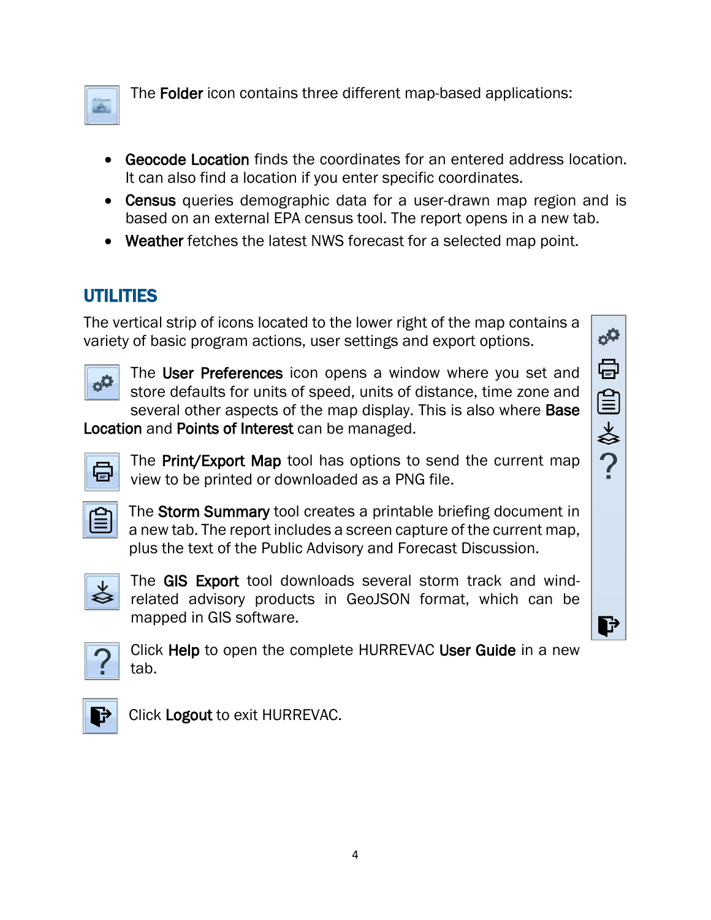The **Folder** icon contains three different map-based applications:

- **Geocode Location** finds the coordinates for an entered address location. It can also find a location if you enter specific coordinates.
- **Census** queries demographic data for a user-drawn map region and is based on an external EPA census tool. The report opens in a new tab.
- **Weather** fetches the latest NWS forecast for a selected map point.

## UTILITIES

The vertical strip of icons located to the lower right of the map contains a variety of basic program actions, user settings and export options.

The **User Preferences** icon opens a window where you set and store defaults for units of speed, units of distance, time zone and several other aspects of the map display. This is also where **Base Location** and **Points of Interest** can be managed.

The **Print/Export Map** tool has options to send the current map view to be printed or downloaded as a PNG file.

The **Storm Summary** tool creates a printable briefing document in a new tab. The report includes a screen capture of the current map, plus the text of the Public Advisory and Forecast Discussion.

The **GIS Export** tool downloads several storm track and wind-related advisory products in GeoJSON format, which can be mapped in GIS software.

Click **Help** to open the complete HURREVAC **User Guide** in a new tab.

Click **Logout** to exit HURREVAC.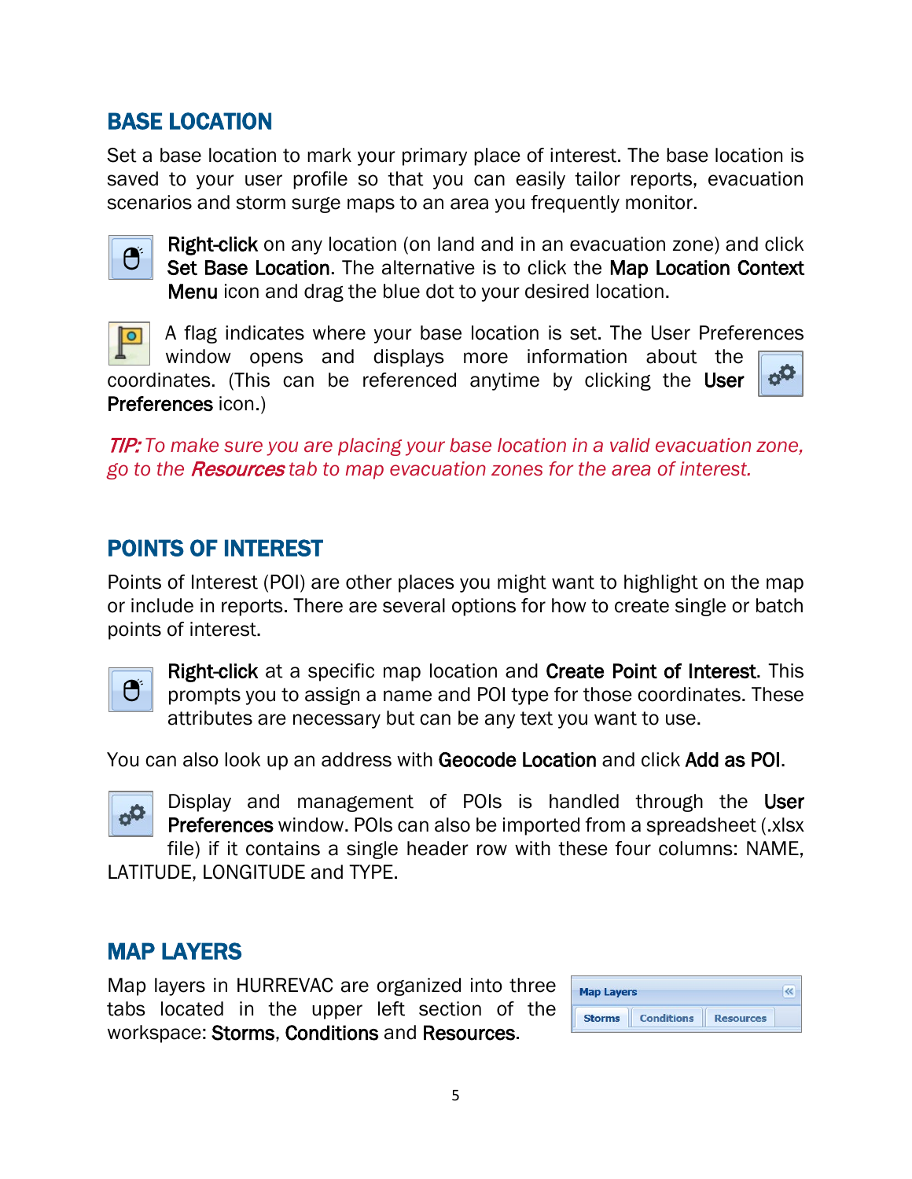## BASE LOCATION

Set a base location to mark your primary place of interest. The base location is saved to your user profile so that you can easily tailor reports, evacuation scenarios and storm surge maps to an area you frequently monitor.

**Right-click** on any location (on land and in an evacuation zone) and click **Set Base Location**. The alternative is to click the **Map Location Context Menu** icon and drag the blue dot to your desired location.

A flag indicates where your base location is set. The User Preferences window opens and displays more information about the coordinates. (This can be referenced anytime by clicking the **User Preferences** icon.)

*TIP: To make sure you are placing your base location in a valid evacuation zone, go to the* ***Resources*** *tab to map evacuation zones for the area of interest.*

## POINTS OF INTEREST

Points of Interest (POI) are other places you might want to highlight on the map or include in reports. There are several options for how to create single or batch points of interest.

**Right-click** at a specific map location and **Create Point of Interest**. This prompts you to assign a name and POI type for those coordinates. These attributes are necessary but can be any text you want to use.

You can also look up an address with **Geocode Location** and click **Add as POI**.

Display and management of POIs is handled through the **User Preferences** window. POIs can also be imported from a spreadsheet (.xlsx file) if it contains a single header row with these four columns: NAME, LATITUDE, LONGITUDE and TYPE.

## MAP LAYERS

Map layers in HURREVAC are organized into three tabs located in the upper left section of the workspace: **Storms**, **Conditions** and **Resources**.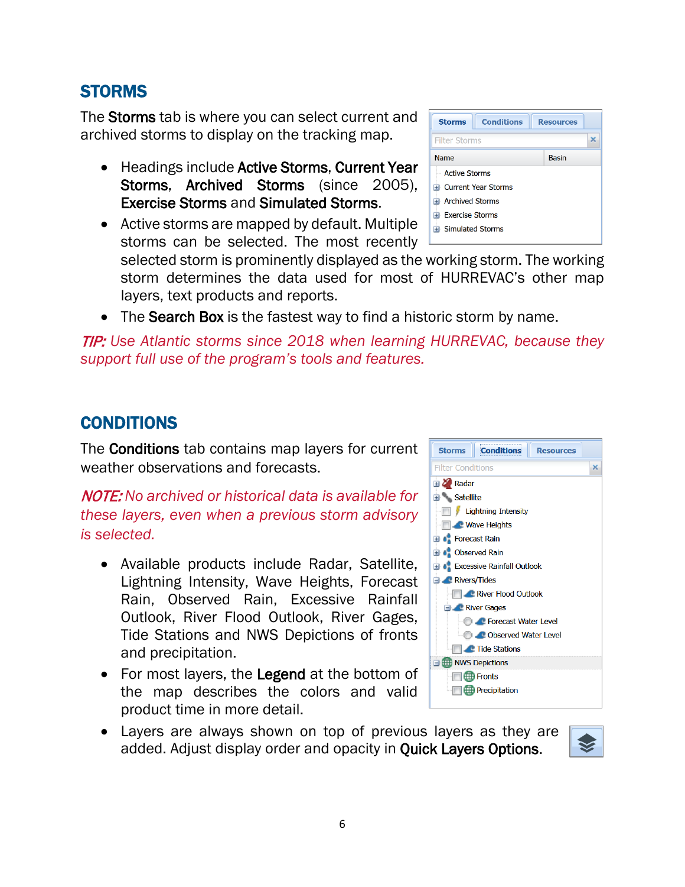## STORMS

The **Storms** tab is where you can select current and archived storms to display on the tracking map.

- Headings include **Active Storms**, **Current Year Storms**, **Archived Storms** (since 2005), **Exercise Storms** and **Simulated Storms**.
- Active storms are mapped by default. Multiple storms can be selected. The most recently selected storm is prominently displayed as the working storm. The working storm determines the data used for most of HURREVAC's other map layers, text products and reports.
- The **Search Box** is the fastest way to find a historic storm by name.

*TIP: Use Atlantic storms since 2018 when learning HURREVAC, because they support full use of the program's tools and features.*

## CONDITIONS

The **Conditions** tab contains map layers for current weather observations and forecasts.

*NOTE: No archived or historical data is available for these layers, even when a previous storm advisory is selected.*

- Available products include Radar, Satellite, Lightning Intensity, Wave Heights, Forecast Rain, Observed Rain, Excessive Rainfall Outlook, River Flood Outlook, River Gages, Tide Stations and NWS Depictions of fronts and precipitation.
- For most layers, the **Legend** at the bottom of the map describes the colors and valid product time in more detail.
- Layers are always shown on top of previous layers as they are added. Adjust display order and opacity in **Quick Layers Options**.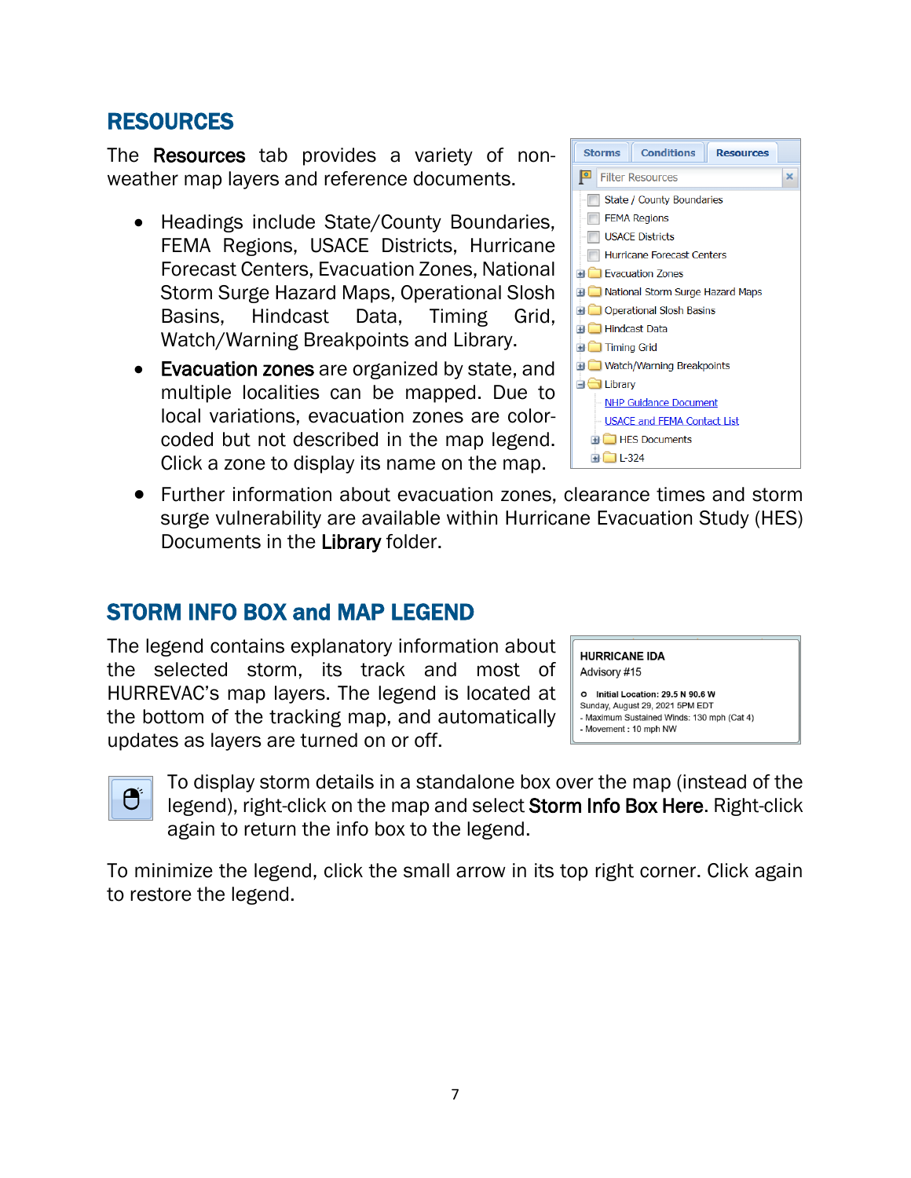## RESOURCES

The **Resources** tab provides a variety of non-weather map layers and reference documents.

- Headings include State/County Boundaries, FEMA Regions, USACE Districts, Hurricane Forecast Centers, Evacuation Zones, National Storm Surge Hazard Maps, Operational Slosh Basins, Hindcast Data, Timing Grid, Watch/Warning Breakpoints and Library.
- **Evacuation zones** are organized by state, and multiple localities can be mapped. Due to local variations, evacuation zones are color-coded but not described in the map legend. Click a zone to display its name on the map.
- Further information about evacuation zones, clearance times and storm surge vulnerability are available within Hurricane Evacuation Study (HES) Documents in the **Library** folder.

## STORM INFO BOX and MAP LEGEND

The legend contains explanatory information about the selected storm, its track and most of HURREVAC's map layers. The legend is located at the bottom of the tracking map, and automatically updates as layers are turned on or off.

To display storm details in a standalone box over the map (instead of the legend), right-click on the map and select **Storm Info Box Here**. Right-click again to return the info box to the legend.

To minimize the legend, click the small arrow in its top right corner. Click again to restore the legend.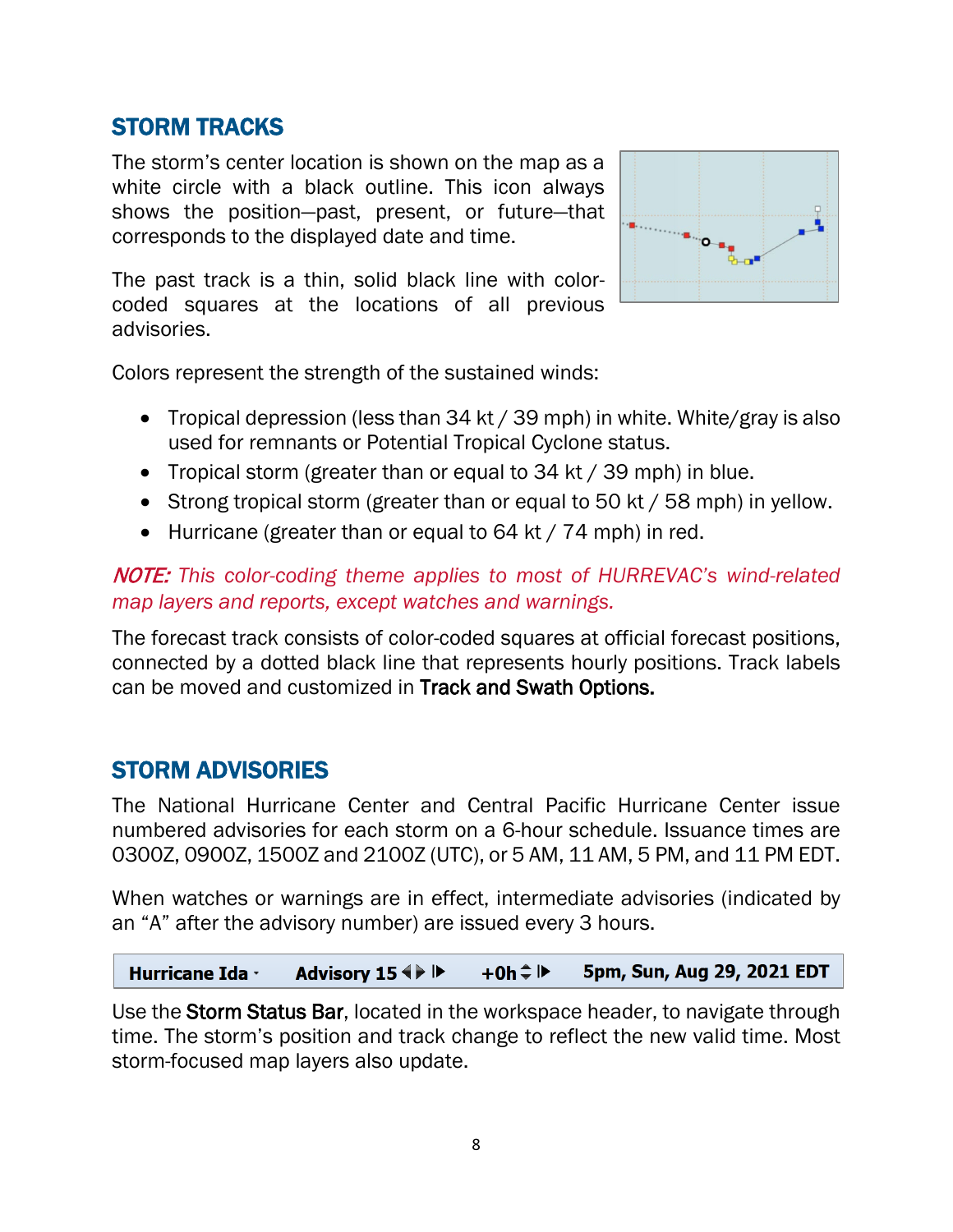## STORM TRACKS

The storm's center location is shown on the map as a white circle with a black outline. This icon always shows the position—past, present, or future—that corresponds to the displayed date and time.

The past track is a thin, solid black line with color-coded squares at the locations of all previous advisories.

Colors represent the strength of the sustained winds:

- Tropical depression (less than 34 kt / 39 mph) in white. White/gray is also used for remnants or Potential Tropical Cyclone status.
- Tropical storm (greater than or equal to 34 kt / 39 mph) in blue.
- Strong tropical storm (greater than or equal to 50 kt / 58 mph) in yellow.
- Hurricane (greater than or equal to 64 kt / 74 mph) in red.

*NOTE: This color-coding theme applies to most of HURREVAC's wind-related map layers and reports, except watches and warnings.*

The forecast track consists of color-coded squares at official forecast positions, connected by a dotted black line that represents hourly positions. Track labels can be moved and customized in **Track and Swath Options.**

## STORM ADVISORIES

The National Hurricane Center and Central Pacific Hurricane Center issue numbered advisories for each storm on a 6-hour schedule. Issuance times are 0300Z, 0900Z, 1500Z and 2100Z (UTC), or 5 AM, 11 AM, 5 PM, and 11 PM EDT.

When watches or warnings are in effect, intermediate advisories (indicated by an "A" after the advisory number) are issued every 3 hours.

| **Hurricane Ida** | **Advisory 15** | **+0h** | **5pm, Sun, Aug 29, 2021 EDT** |
|---|---|---|---|

Use the **Storm Status Bar**, located in the workspace header, to navigate through time. The storm's position and track change to reflect the new valid time. Most storm-focused map layers also update.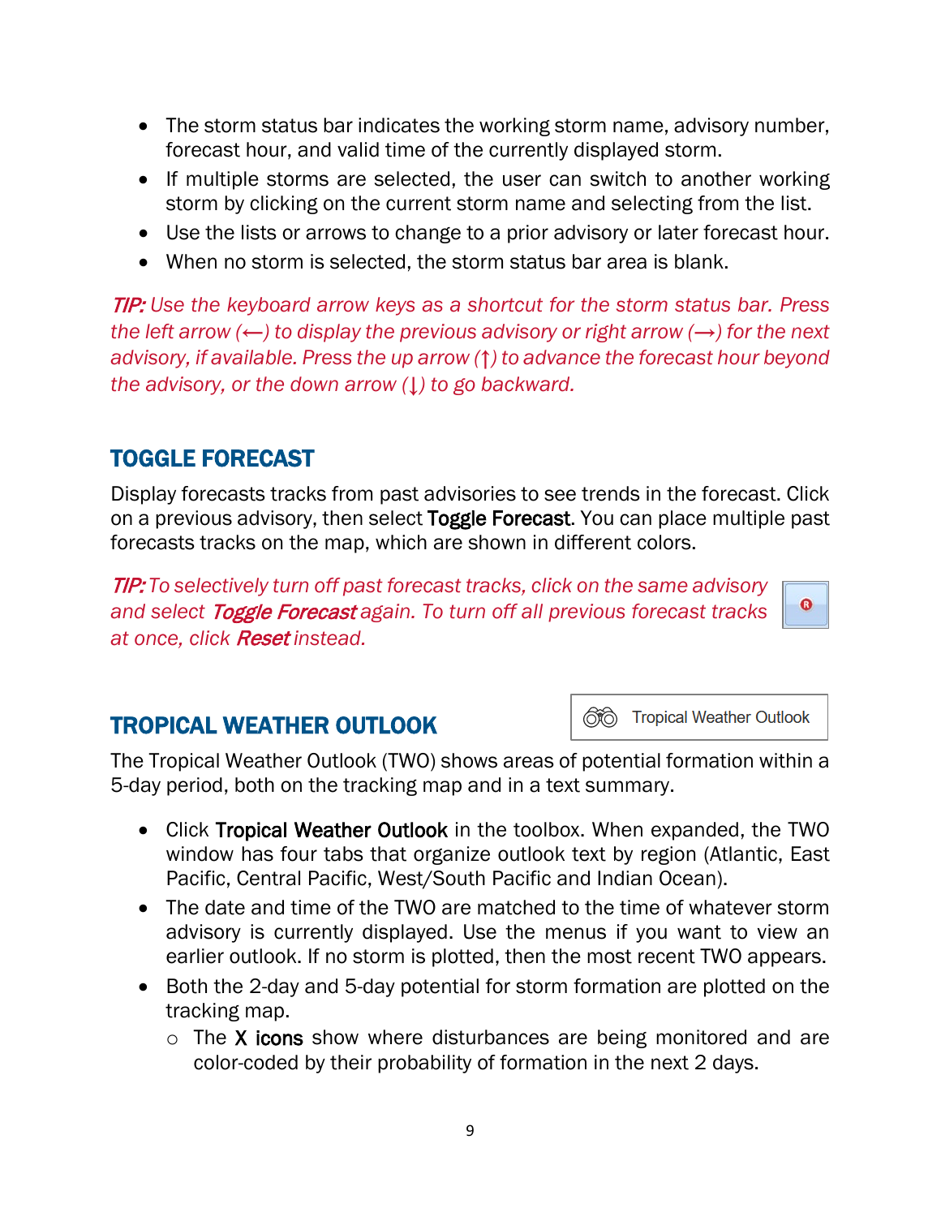- The storm status bar indicates the working storm name, advisory number, forecast hour, and valid time of the currently displayed storm.
- If multiple storms are selected, the user can switch to another working storm by clicking on the current storm name and selecting from the list.
- Use the lists or arrows to change to a prior advisory or later forecast hour.
- When no storm is selected, the storm status bar area is blank.

*TIP: Use the keyboard arrow keys as a shortcut for the storm status bar. Press the left arrow (←) to display the previous advisory or right arrow (→) for the next advisory, if available. Press the up arrow (↑) to advance the forecast hour beyond the advisory, or the down arrow (↓) to go backward.*

## TOGGLE FORECAST

Display forecasts tracks from past advisories to see trends in the forecast. Click on a previous advisory, then select **Toggle Forecast**. You can place multiple past forecasts tracks on the map, which are shown in different colors.

*TIP: To selectively turn off past forecast tracks, click on the same advisory and select **Toggle Forecast** again. To turn off all previous forecast tracks at once, click **Reset** instead.*

## TROPICAL WEATHER OUTLOOK

Tropical Weather Outlook

The Tropical Weather Outlook (TWO) shows areas of potential formation within a 5-day period, both on the tracking map and in a text summary.

- Click **Tropical Weather Outlook** in the toolbox. When expanded, the TWO window has four tabs that organize outlook text by region (Atlantic, East Pacific, Central Pacific, West/South Pacific and Indian Ocean).
- The date and time of the TWO are matched to the time of whatever storm advisory is currently displayed. Use the menus if you want to view an earlier outlook. If no storm is plotted, then the most recent TWO appears.
- Both the 2-day and 5-day potential for storm formation are plotted on the tracking map.
  - The **X icons** show where disturbances are being monitored and are color-coded by their probability of formation in the next 2 days.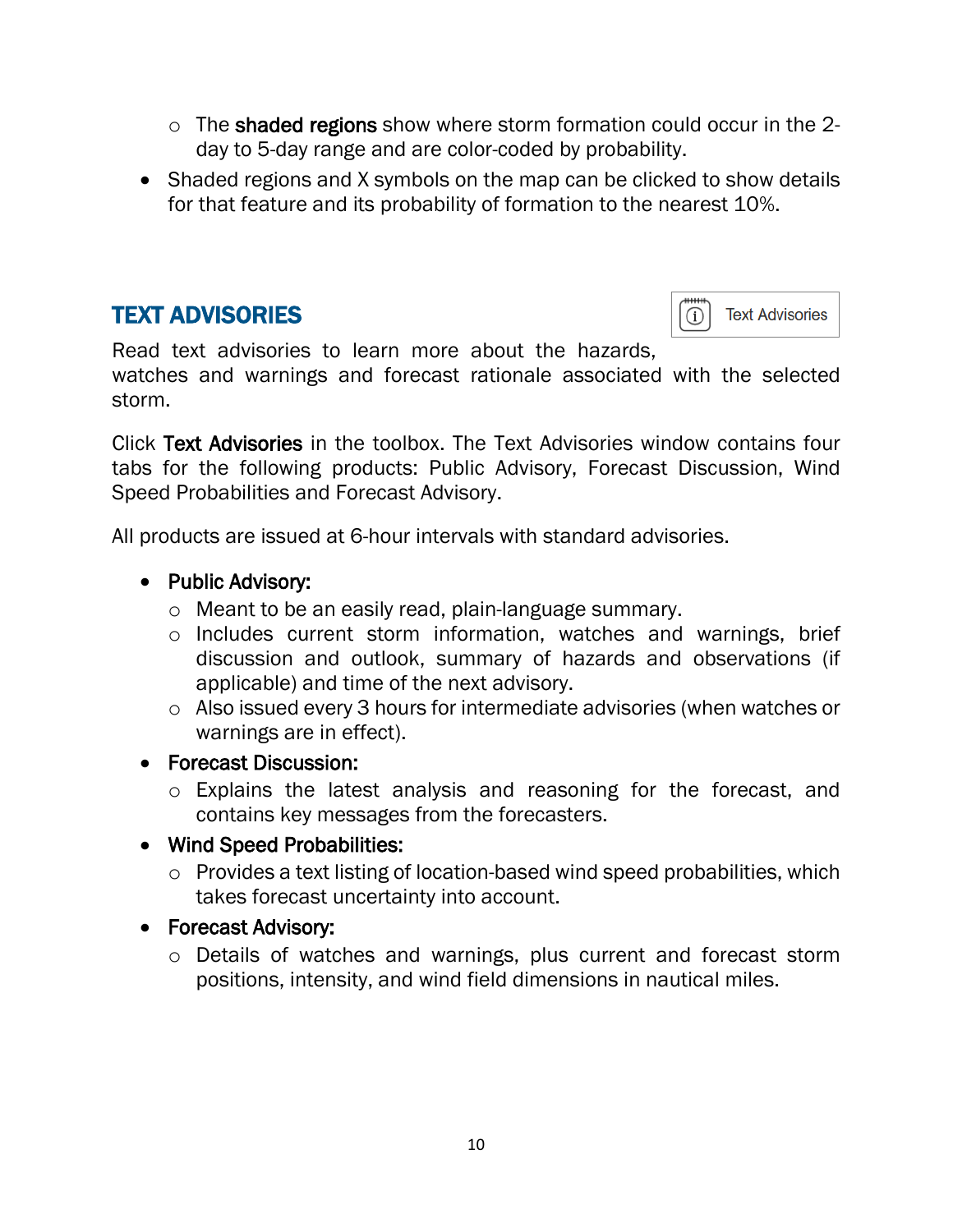- The **shaded regions** show where storm formation could occur in the 2-day to 5-day range and are color-coded by probability.
- Shaded regions and X symbols on the map can be clicked to show details for that feature and its probability of formation to the nearest 10%.

## TEXT ADVISORIES

Text Advisories

Read text advisories to learn more about the hazards, watches and warnings and forecast rationale associated with the selected storm.

Click **Text Advisories** in the toolbox. The Text Advisories window contains four tabs for the following products: Public Advisory, Forecast Discussion, Wind Speed Probabilities and Forecast Advisory.

All products are issued at 6-hour intervals with standard advisories.

- **Public Advisory:**
  - Meant to be an easily read, plain-language summary.
  - Includes current storm information, watches and warnings, brief discussion and outlook, summary of hazards and observations (if applicable) and time of the next advisory.
  - Also issued every 3 hours for intermediate advisories (when watches or warnings are in effect).
- **Forecast Discussion:**
  - Explains the latest analysis and reasoning for the forecast, and contains key messages from the forecasters.
- **Wind Speed Probabilities:**
  - Provides a text listing of location-based wind speed probabilities, which takes forecast uncertainty into account.
- **Forecast Advisory:**
  - Details of watches and warnings, plus current and forecast storm positions, intensity, and wind field dimensions in nautical miles.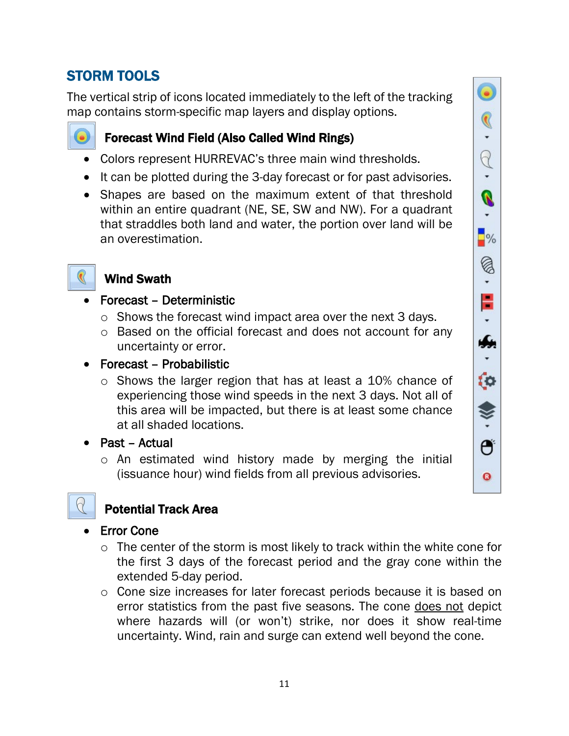## STORM TOOLS

The vertical strip of icons located immediately to the left of the tracking map contains storm-specific map layers and display options.

### Forecast Wind Field (Also Called Wind Rings)

- Colors represent HURREVAC's three main wind thresholds.
- It can be plotted during the 3-day forecast or for past advisories.
- Shapes are based on the maximum extent of that threshold within an entire quadrant (NE, SE, SW and NW). For a quadrant that straddles both land and water, the portion over land will be an overestimation.

### Wind Swath

- **Forecast – Deterministic**
  - Shows the forecast wind impact area over the next 3 days.
  - Based on the official forecast and does not account for any uncertainty or error.
- **Forecast – Probabilistic**
  - Shows the larger region that has at least a 10% chance of experiencing those wind speeds in the next 3 days. Not all of this area will be impacted, but there is at least some chance at all shaded locations.
- **Past – Actual**
  - An estimated wind history made by merging the initial (issuance hour) wind fields from all previous advisories.

### Potential Track Area

- **Error Cone**
  - The center of the storm is most likely to track within the white cone for the first 3 days of the forecast period and the gray cone within the extended 5-day period.
  - Cone size increases for later forecast periods because it is based on error statistics from the past five seasons. The cone <u>does not</u> depict where hazards will (or won't) strike, nor does it show real-time uncertainty. Wind, rain and surge can extend well beyond the cone.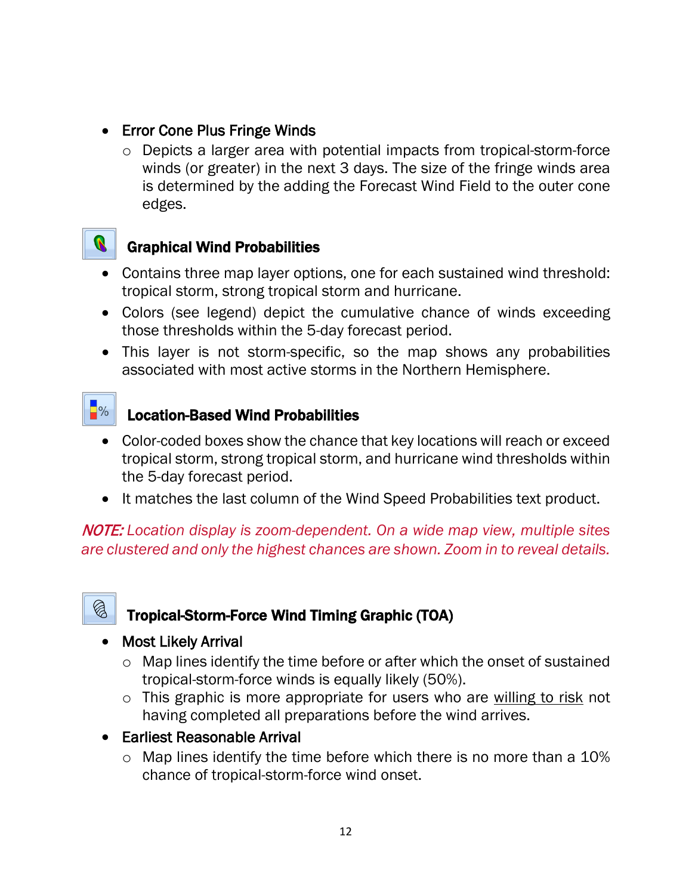- Error Cone Plus Fringe Winds
  - Depicts a larger area with potential impacts from tropical-storm-force winds (or greater) in the next 3 days. The size of the fringe winds area is determined by the adding the Forecast Wind Field to the outer cone edges.

### Graphical Wind Probabilities

- Contains three map layer options, one for each sustained wind threshold: tropical storm, strong tropical storm and hurricane.
- Colors (see legend) depict the cumulative chance of winds exceeding those thresholds within the 5-day forecast period.
- This layer is not storm-specific, so the map shows any probabilities associated with most active storms in the Northern Hemisphere.

### Location-Based Wind Probabilities

- Color-coded boxes show the chance that key locations will reach or exceed tropical storm, strong tropical storm, and hurricane wind thresholds within the 5-day forecast period.
- It matches the last column of the Wind Speed Probabilities text product.

*NOTE: Location display is zoom-dependent. On a wide map view, multiple sites are clustered and only the highest chances are shown. Zoom in to reveal details.*

### Tropical-Storm-Force Wind Timing Graphic (TOA)

- Most Likely Arrival
  - Map lines identify the time before or after which the onset of sustained tropical-storm-force winds is equally likely (50%).
  - This graphic is more appropriate for users who are willing to risk not having completed all preparations before the wind arrives.
- Earliest Reasonable Arrival
  - Map lines identify the time before which there is no more than a 10% chance of tropical-storm-force wind onset.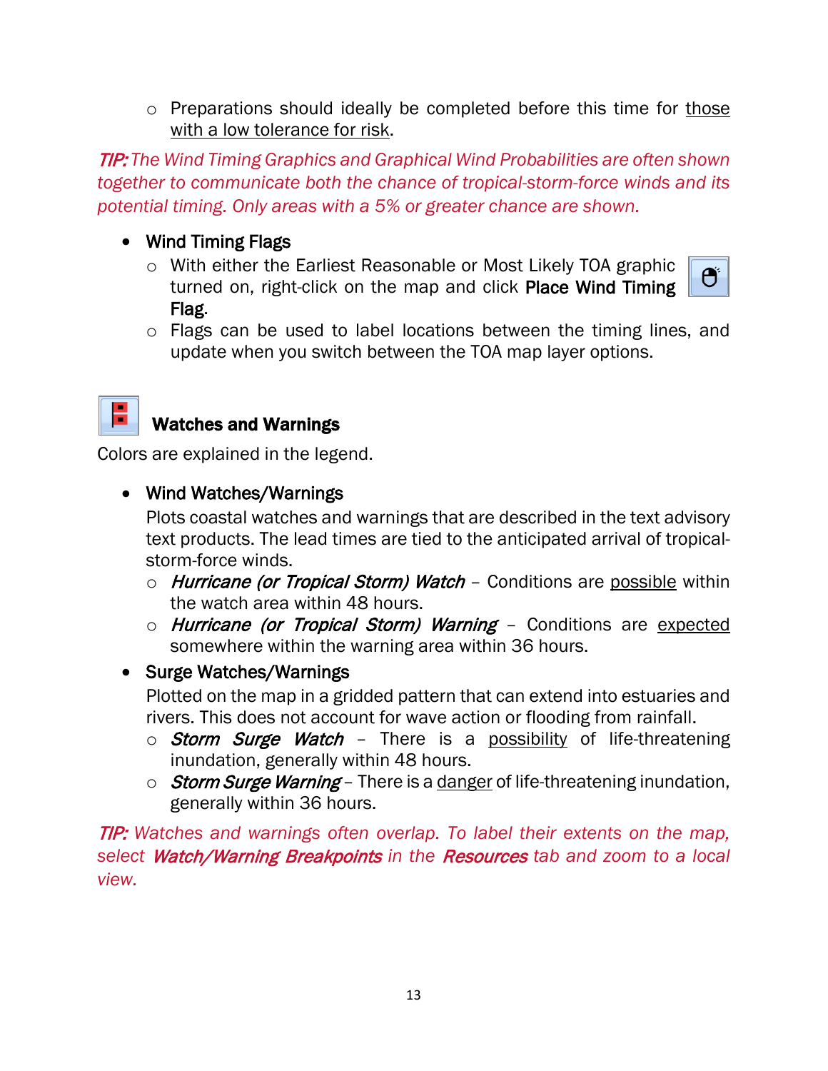- Preparations should ideally be completed before this time for <u>those with a low tolerance for risk</u>.

*TIP: The Wind Timing Graphics and Graphical Wind Probabilities are often shown together to communicate both the chance of tropical-storm-force winds and its potential timing. Only areas with a 5% or greater chance are shown.*

- Wind Timing Flags
  - With either the Earliest Reasonable or Most Likely TOA graphic turned on, right-click on the map and click **Place Wind Timing Flag**.
  - Flags can be used to label locations between the timing lines, and update when you switch between the TOA map layer options.

## Watches and Warnings

Colors are explained in the legend.

- Wind Watches/Warnings
  Plots coastal watches and warnings that are described in the text advisory text products. The lead times are tied to the anticipated arrival of tropical-storm-force winds.
  - *Hurricane (or Tropical Storm) Watch* – Conditions are <u>possible</u> within the watch area within 48 hours.
  - *Hurricane (or Tropical Storm) Warning* – Conditions are <u>expected</u> somewhere within the warning area within 36 hours.
- Surge Watches/Warnings
  Plotted on the map in a gridded pattern that can extend into estuaries and rivers. This does not account for wave action or flooding from rainfall.
  - *Storm Surge Watch* – There is a <u>possibility</u> of life-threatening inundation, generally within 48 hours.
  - *Storm Surge Warning* – There is a <u>danger</u> of life-threatening inundation, generally within 36 hours.

*TIP: Watches and warnings often overlap. To label their extents on the map, select **Watch/Warning Breakpoints** in the **Resources** tab and zoom to a local view.*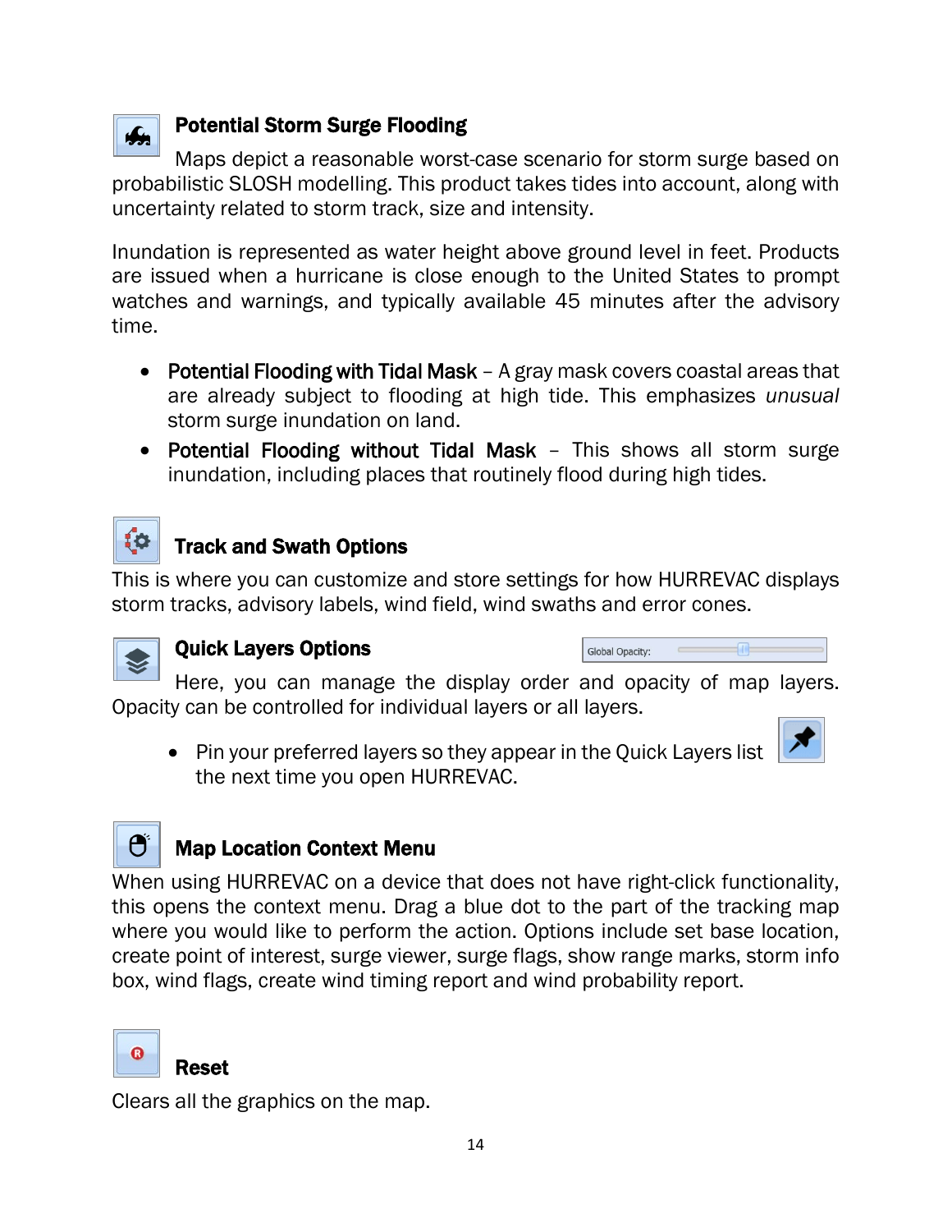### Potential Storm Surge Flooding

Maps depict a reasonable worst-case scenario for storm surge based on probabilistic SLOSH modelling. This product takes tides into account, along with uncertainty related to storm track, size and intensity.

Inundation is represented as water height above ground level in feet. Products are issued when a hurricane is close enough to the United States to prompt watches and warnings, and typically available 45 minutes after the advisory time.

- Potential Flooding with Tidal Mask – A gray mask covers coastal areas that are already subject to flooding at high tide. This emphasizes *unusual* storm surge inundation on land.
- Potential Flooding without Tidal Mask – This shows all storm surge inundation, including places that routinely flood during high tides.

### Track and Swath Options

This is where you can customize and store settings for how HURREVAC displays storm tracks, advisory labels, wind field, wind swaths and error cones.

### Quick Layers Options

Global Opacity:

Here, you can manage the display order and opacity of map layers. Opacity can be controlled for individual layers or all layers.

- Pin your preferred layers so they appear in the Quick Layers list the next time you open HURREVAC.

### Map Location Context Menu

When using HURREVAC on a device that does not have right-click functionality, this opens the context menu. Drag a blue dot to the part of the tracking map where you would like to perform the action. Options include set base location, create point of interest, surge viewer, surge flags, show range marks, storm info box, wind flags, create wind timing report and wind probability report.

### Reset

Clears all the graphics on the map.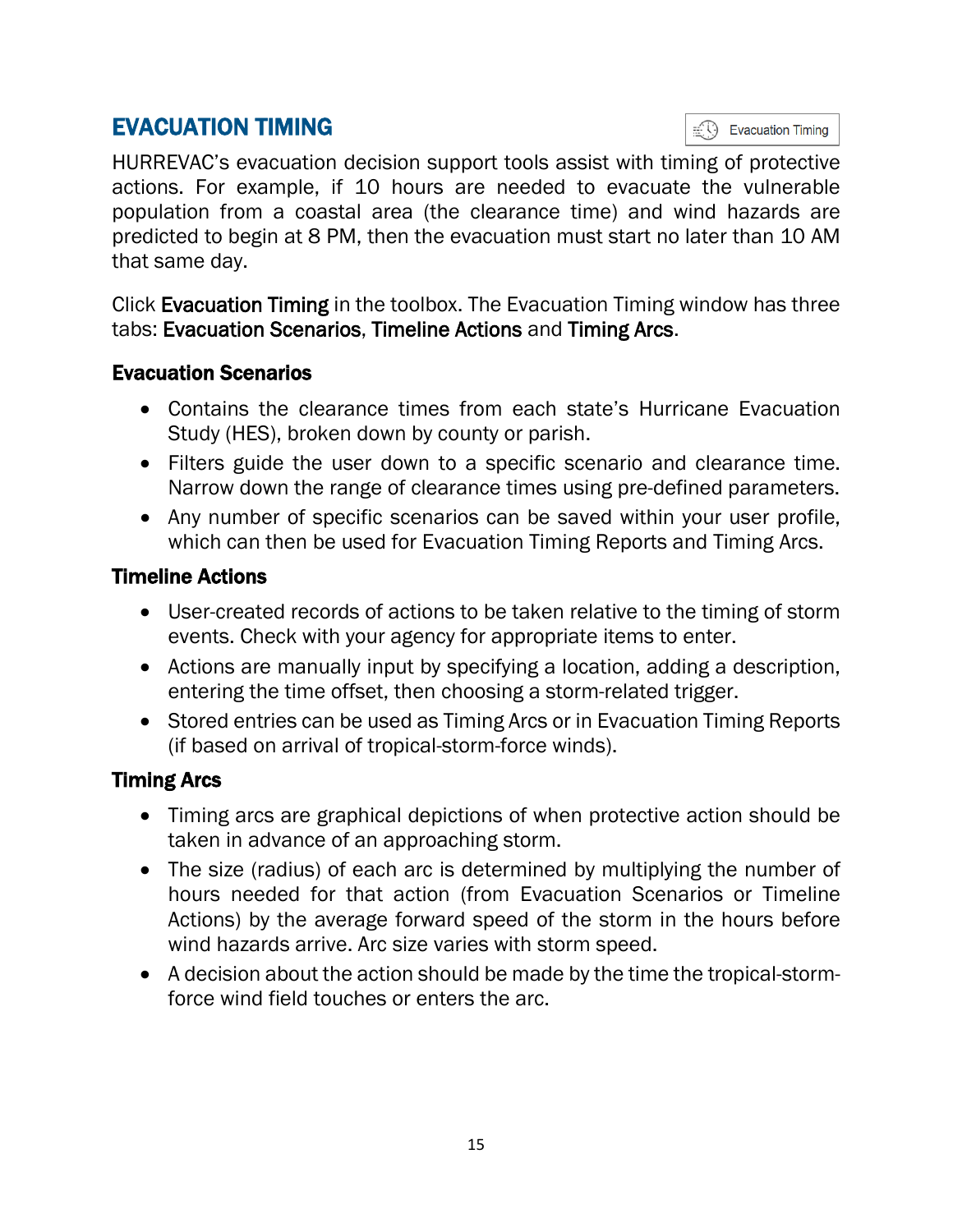## EVACUATION TIMING

Evacuation Timing

HURREVAC's evacuation decision support tools assist with timing of protective actions. For example, if 10 hours are needed to evacuate the vulnerable population from a coastal area (the clearance time) and wind hazards are predicted to begin at 8 PM, then the evacuation must start no later than 10 AM that same day.

Click **Evacuation Timing** in the toolbox. The Evacuation Timing window has three tabs: **Evacuation Scenarios**, **Timeline Actions** and **Timing Arcs**.

### Evacuation Scenarios

- Contains the clearance times from each state's Hurricane Evacuation Study (HES), broken down by county or parish.
- Filters guide the user down to a specific scenario and clearance time. Narrow down the range of clearance times using pre-defined parameters.
- Any number of specific scenarios can be saved within your user profile, which can then be used for Evacuation Timing Reports and Timing Arcs.

### Timeline Actions

- User-created records of actions to be taken relative to the timing of storm events. Check with your agency for appropriate items to enter.
- Actions are manually input by specifying a location, adding a description, entering the time offset, then choosing a storm-related trigger.
- Stored entries can be used as Timing Arcs or in Evacuation Timing Reports (if based on arrival of tropical-storm-force winds).

### Timing Arcs

- Timing arcs are graphical depictions of when protective action should be taken in advance of an approaching storm.
- The size (radius) of each arc is determined by multiplying the number of hours needed for that action (from Evacuation Scenarios or Timeline Actions) by the average forward speed of the storm in the hours before wind hazards arrive. Arc size varies with storm speed.
- A decision about the action should be made by the time the tropical-storm-force wind field touches or enters the arc.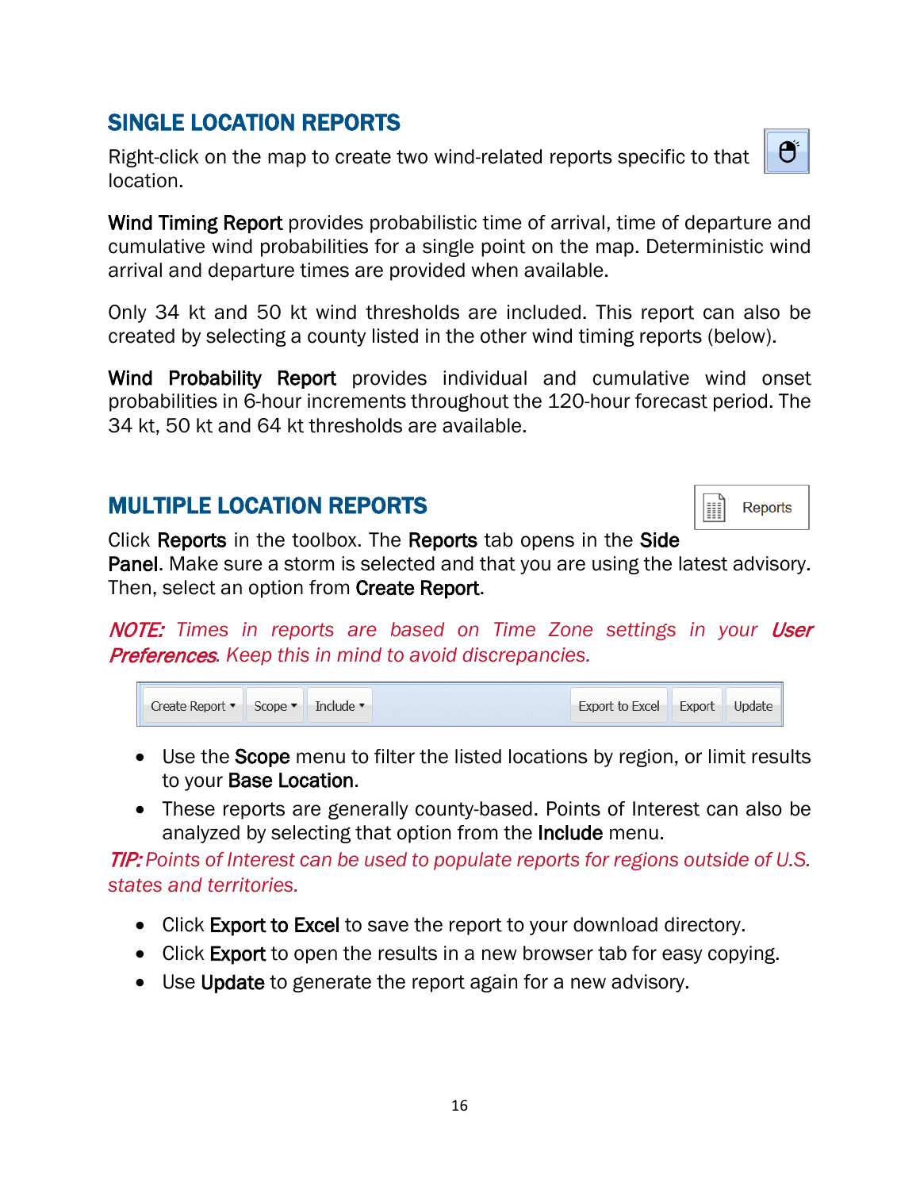## SINGLE LOCATION REPORTS

Right-click on the map to create two wind-related reports specific to that location.

**Wind Timing Report** provides probabilistic time of arrival, time of departure and cumulative wind probabilities for a single point on the map. Deterministic wind arrival and departure times are provided when available.

Only 34 kt and 50 kt wind thresholds are included. This report can also be created by selecting a county listed in the other wind timing reports (below).

**Wind Probability Report** provides individual and cumulative wind onset probabilities in 6-hour increments throughout the 120-hour forecast period. The 34 kt, 50 kt and 64 kt thresholds are available.

## MULTIPLE LOCATION REPORTS

Click **Reports** in the toolbox. The **Reports** tab opens in the **Side Panel**. Make sure a storm is selected and that you are using the latest advisory. Then, select an option from **Create Report**.

*NOTE: Times in reports are based on Time Zone settings in your **User Preferences**. Keep this in mind to avoid discrepancies.*

- Use the **Scope** menu to filter the listed locations by region, or limit results to your **Base Location**.
- These reports are generally county-based. Points of Interest can also be analyzed by selecting that option from the **Include** menu.

*TIP: Points of Interest can be used to populate reports for regions outside of U.S. states and territories.*

- Click **Export to Excel** to save the report to your download directory.
- Click **Export** to open the results in a new browser tab for easy copying.
- Use **Update** to generate the report again for a new advisory.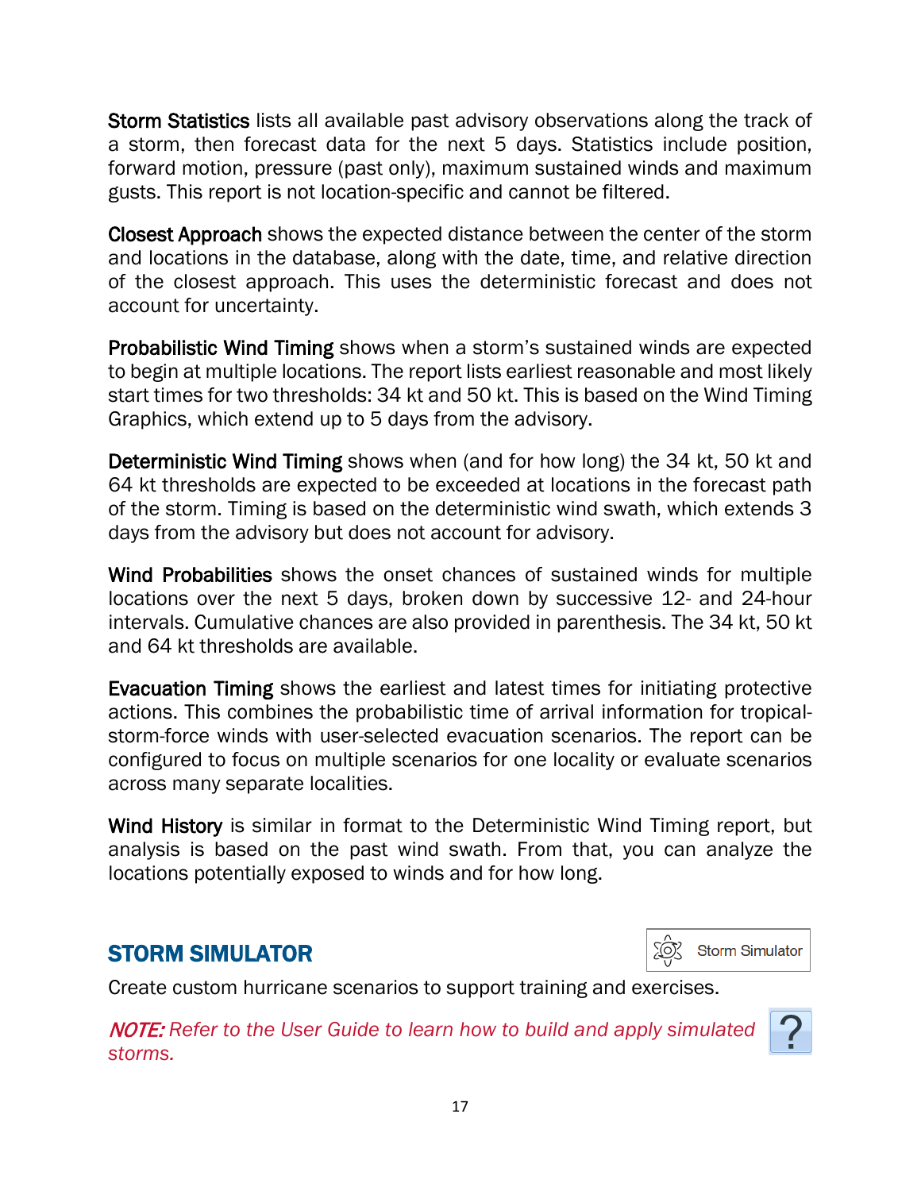**Storm Statistics** lists all available past advisory observations along the track of a storm, then forecast data for the next 5 days. Statistics include position, forward motion, pressure (past only), maximum sustained winds and maximum gusts. This report is not location-specific and cannot be filtered.

**Closest Approach** shows the expected distance between the center of the storm and locations in the database, along with the date, time, and relative direction of the closest approach. This uses the deterministic forecast and does not account for uncertainty.

**Probabilistic Wind Timing** shows when a storm's sustained winds are expected to begin at multiple locations. The report lists earliest reasonable and most likely start times for two thresholds: 34 kt and 50 kt. This is based on the Wind Timing Graphics, which extend up to 5 days from the advisory.

**Deterministic Wind Timing** shows when (and for how long) the 34 kt, 50 kt and 64 kt thresholds are expected to be exceeded at locations in the forecast path of the storm. Timing is based on the deterministic wind swath, which extends 3 days from the advisory but does not account for advisory.

**Wind Probabilities** shows the onset chances of sustained winds for multiple locations over the next 5 days, broken down by successive 12- and 24-hour intervals. Cumulative chances are also provided in parenthesis. The 34 kt, 50 kt and 64 kt thresholds are available.

**Evacuation Timing** shows the earliest and latest times for initiating protective actions. This combines the probabilistic time of arrival information for tropical-storm-force winds with user-selected evacuation scenarios. The report can be configured to focus on multiple scenarios for one locality or evaluate scenarios across many separate localities.

**Wind History** is similar in format to the Deterministic Wind Timing report, but analysis is based on the past wind swath. From that, you can analyze the locations potentially exposed to winds and for how long.

## STORM SIMULATOR

Storm Simulator

Create custom hurricane scenarios to support training and exercises.

***NOTE:*** *Refer to the User Guide to learn how to build and apply simulated storms.*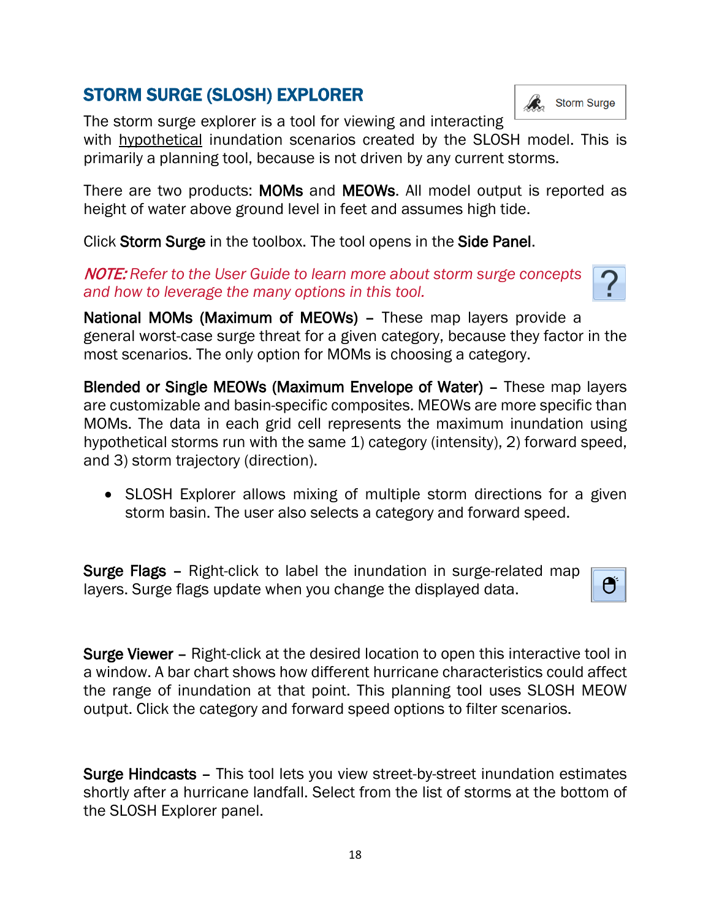## STORM SURGE (SLOSH) EXPLORER

Storm Surge

The storm surge explorer is a tool for viewing and interacting with hypothetical inundation scenarios created by the SLOSH model. This is primarily a planning tool, because is not driven by any current storms.

There are two products: **MOMs** and **MEOWs**. All model output is reported as height of water above ground level in feet and assumes high tide.

Click **Storm Surge** in the toolbox. The tool opens in the **Side Panel**.

*NOTE: Refer to the User Guide to learn more about storm surge concepts and how to leverage the many options in this tool.*

**National MOMs (Maximum of MEOWs)** – These map layers provide a general worst-case surge threat for a given category, because they factor in the most scenarios. The only option for MOMs is choosing a category.

**Blended or Single MEOWs (Maximum Envelope of Water)** – These map layers are customizable and basin-specific composites. MEOWs are more specific than MOMs. The data in each grid cell represents the maximum inundation using hypothetical storms run with the same 1) category (intensity), 2) forward speed, and 3) storm trajectory (direction).

- SLOSH Explorer allows mixing of multiple storm directions for a given storm basin. The user also selects a category and forward speed.

**Surge Flags** – Right-click to label the inundation in surge-related map layers. Surge flags update when you change the displayed data.

**Surge Viewer** – Right-click at the desired location to open this interactive tool in a window. A bar chart shows how different hurricane characteristics could affect the range of inundation at that point. This planning tool uses SLOSH MEOW output. Click the category and forward speed options to filter scenarios.

**Surge Hindcasts** – This tool lets you view street-by-street inundation estimates shortly after a hurricane landfall. Select from the list of storms at the bottom of the SLOSH Explorer panel.